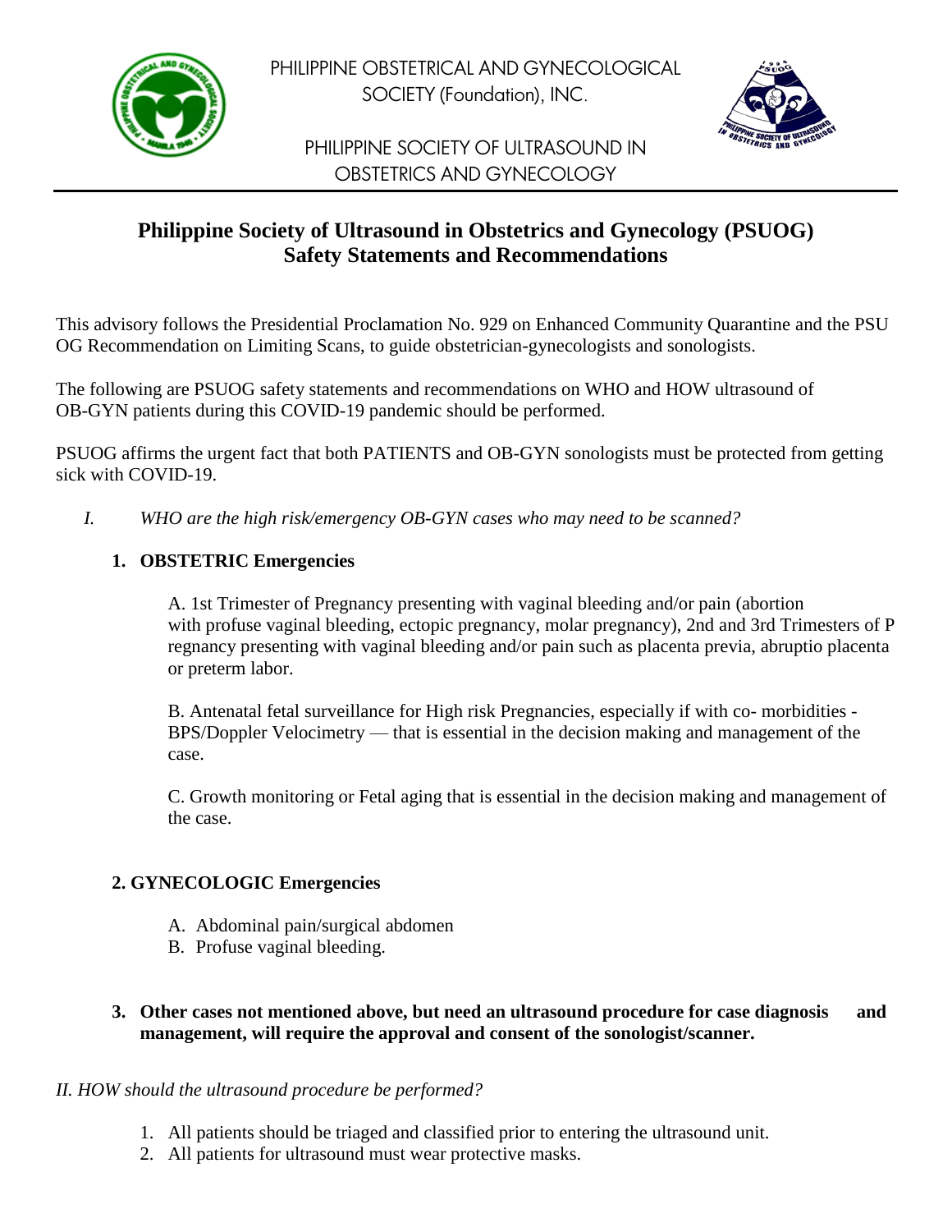PHILIPPINE OBSTETRICAL AND GYNECOLOGICAL SOCIETY (Foundation), INC.

PHILIPPINE SOCIETY OF ULTRASOUND IN OBSTETRICS AND GYNECOLOGY

# Philippine Society of Ultrasound in Obstetrics and Gynecology (PSUOG) Safety Statements and Recommendations

This advisory follows the Presidential Proclamation No. 929 on Enhanced Community Quarantine and the PSUOG Recommendation on Limiting Scans, to guide obstetrician-gynecologists and sonologists.

The following are PSUOG safety statements and recommendations on WHO and HOW ultrasound of OB-GYN patients during this COVID-19 pandemic should be performed.

PSUOG affirms the urgent fact that both PATIENTS and OB-GYN sonologists must be protected from getting sick with COVID-19.

*I. WHO are the high risk/emergency OB-GYN cases who may need to be scanned?*

**1. OBSTETRIC Emergencies**

A. 1st Trimester of Pregnancy presenting with vaginal bleeding and/or pain (abortion with profuse vaginal bleeding, ectopic pregnancy, molar pregnancy), 2nd and 3rd Trimesters of Pregnancy presenting with vaginal bleeding and/or pain such as placenta previa, abruptio placenta or preterm labor.

B. Antenatal fetal surveillance for High risk Pregnancies, especially if with co- morbidities - BPS/Doppler Velocimetry — that is essential in the decision making and management of the case.

C. Growth monitoring or Fetal aging that is essential in the decision making and management of the case.

**2. GYNECOLOGIC Emergencies**

A. Abdominal pain/surgical abdomen
B. Profuse vaginal bleeding.

**3. Other cases not mentioned above, but need an ultrasound procedure for case diagnosis and management, will require the approval and consent of the sonologist/scanner.**

*II. HOW should the ultrasound procedure be performed?*

1. All patients should be triaged and classified prior to entering the ultrasound unit.
2. All patients for ultrasound must wear protective masks.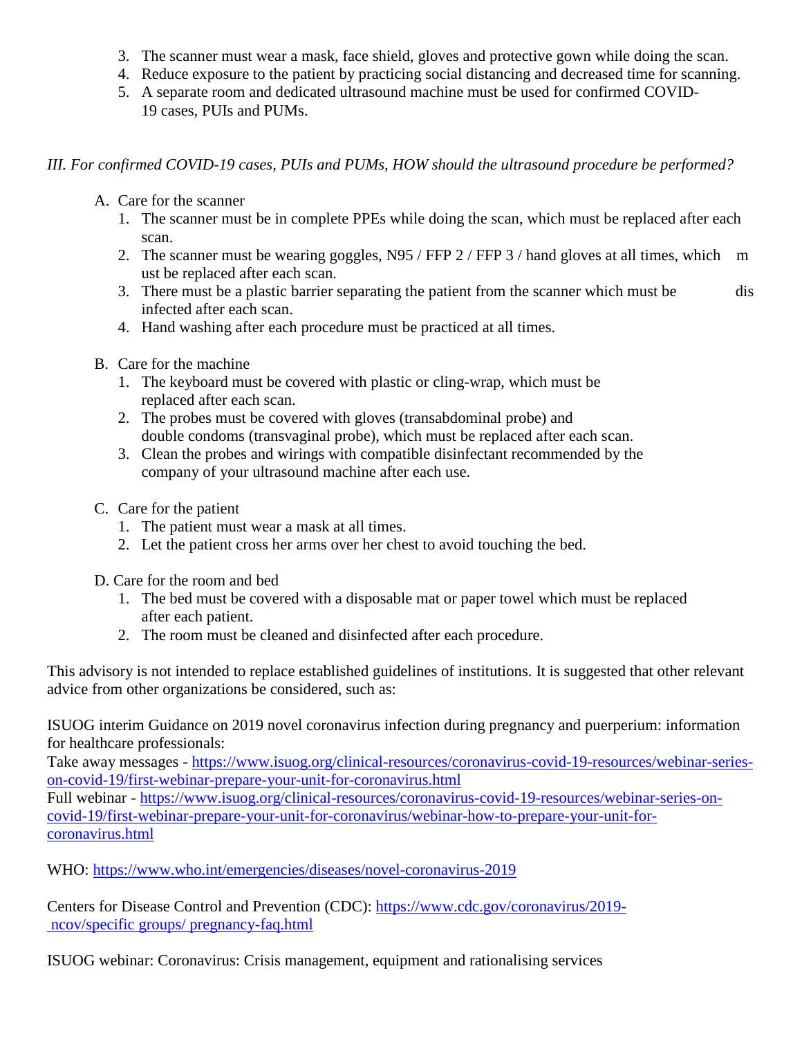3. The scanner must wear a mask, face shield, gloves and protective gown while doing the scan.
4. Reduce exposure to the patient by practicing social distancing and decreased time for scanning.
5. A separate room and dedicated ultrasound machine must be used for confirmed COVID-19 cases, PUIs and PUMs.

*III. For confirmed COVID-19 cases, PUIs and PUMs, HOW should the ultrasound procedure be performed?*

A. Care for the scanner
   1. The scanner must be in complete PPEs while doing the scan, which must be replaced after each scan.
   2. The scanner must be wearing goggles, N95 / FFP 2 / FFP 3 / hand gloves at all times, which must be replaced after each scan.
   3. There must be a plastic barrier separating the patient from the scanner which must be disinfected after each scan.
   4. Hand washing after each procedure must be practiced at all times.

B. Care for the machine
   1. The keyboard must be covered with plastic or cling-wrap, which must be replaced after each scan.
   2. The probes must be covered with gloves (transabdominal probe) and double condoms (transvaginal probe), which must be replaced after each scan.
   3. Clean the probes and wirings with compatible disinfectant recommended by the company of your ultrasound machine after each use.

C. Care for the patient
   1. The patient must wear a mask at all times.
   2. Let the patient cross her arms over her chest to avoid touching the bed.

D. Care for the room and bed
   1. The bed must be covered with a disposable mat or paper towel which must be replaced after each patient.
   2. The room must be cleaned and disinfected after each procedure.

This advisory is not intended to replace established guidelines of institutions. It is suggested that other relevant advice from other organizations be considered, such as:

ISUOG interim Guidance on 2019 novel coronavirus infection during pregnancy and puerperium: information for healthcare professionals:
Take away messages - https://www.isuog.org/clinical-resources/coronavirus-covid-19-resources/webinar-series-on-covid-19/first-webinar-prepare-your-unit-for-coronavirus.html
Full webinar - https://www.isuog.org/clinical-resources/coronavirus-covid-19-resources/webinar-series-on-covid-19/first-webinar-prepare-your-unit-for-coronavirus/webinar-how-to-prepare-your-unit-for-coronavirus.html

WHO: https://www.who.int/emergencies/diseases/novel-coronavirus-2019

Centers for Disease Control and Prevention (CDC): https://www.cdc.gov/coronavirus/2019-ncov/specific groups/ pregnancy-faq.html

ISUOG webinar: Coronavirus: Crisis management, equipment and rationalising services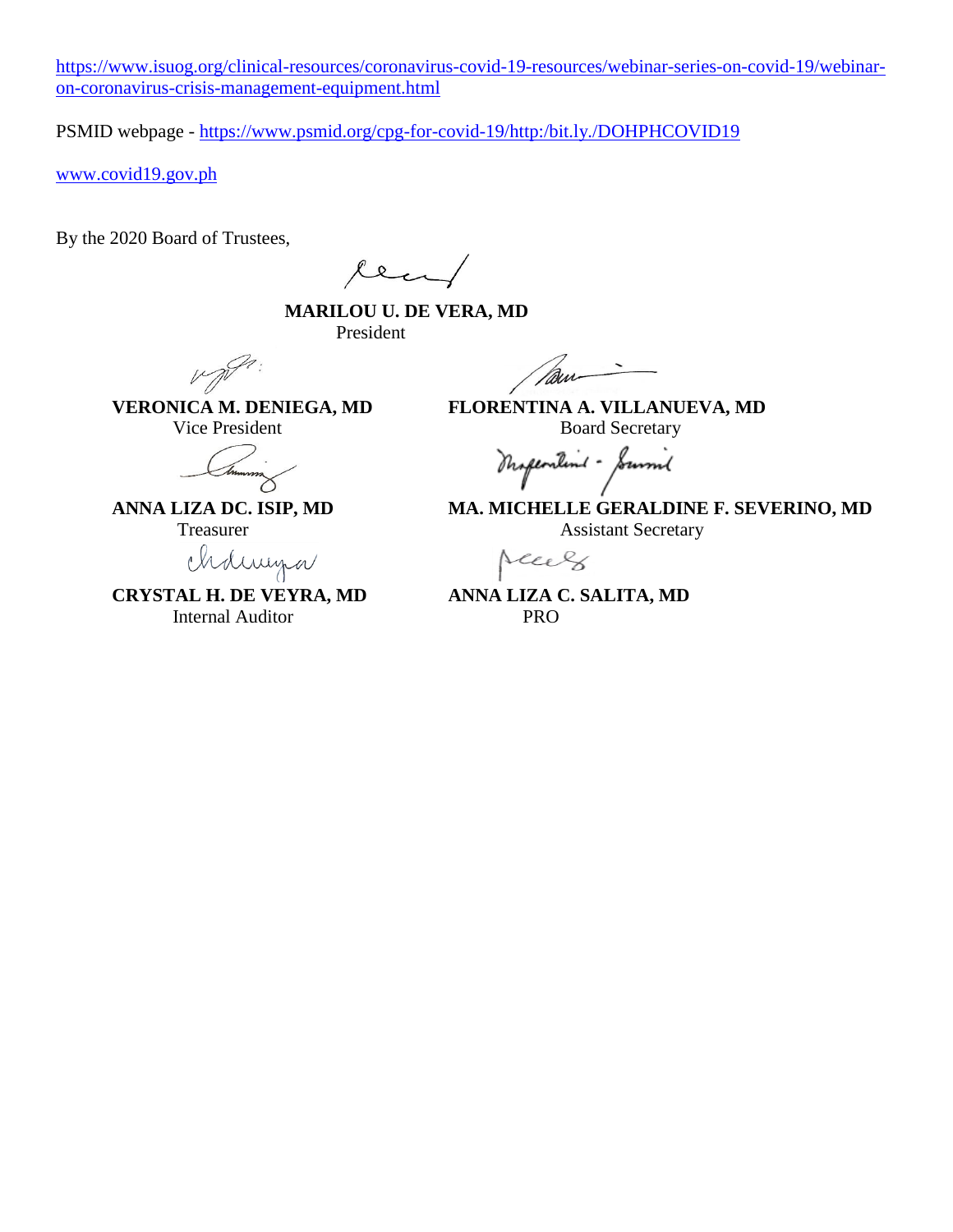https://www.isuog.org/clinical-resources/coronavirus-covid-19-resources/webinar-series-on-covid-19/webinar-on-coronavirus-crisis-management-equipment.html

PSMID webpage - https://www.psmid.org/cpg-for-covid-19/http:/bit.ly./DOHPHCOVID19

www.covid19.gov.ph

By the 2020 Board of Trustees,

**MARILOU U. DE VERA, MD**
President

**VERONICA M. DENIEGA, MD**
Vice President

**FLORENTINA A. VILLANUEVA, MD**
Board Secretary

**ANNA LIZA DC. ISIP, MD**
Treasurer

**MA. MICHELLE GERALDINE F. SEVERINO, MD**
Assistant Secretary

**CRYSTAL H. DE VEYRA, MD**
Internal Auditor

**ANNA LIZA C. SALITA, MD**
PRO